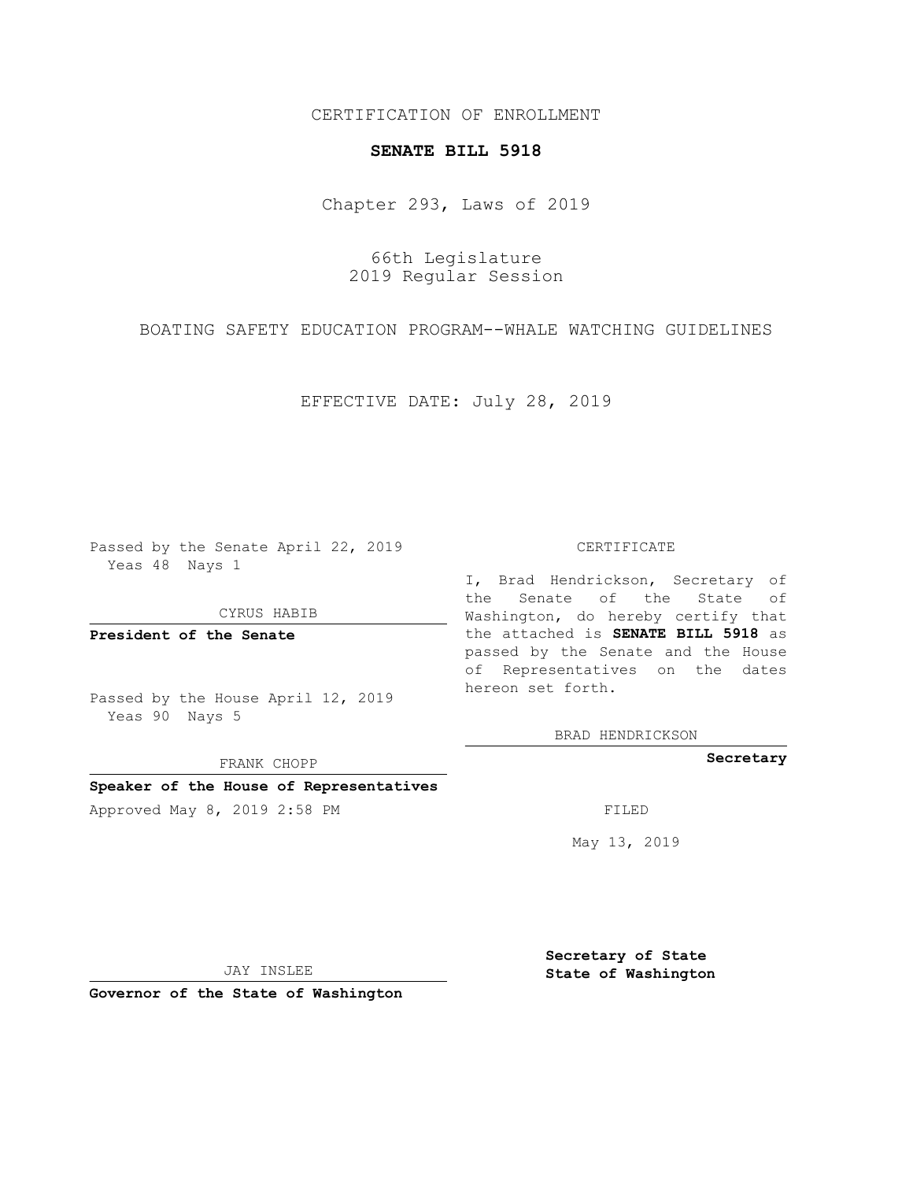CERTIFICATION OF ENROLLMENT

# SENATE BILL 5918

Chapter 293, Laws of 2019

66th Legislature
2019 Regular Session

BOATING SAFETY EDUCATION PROGRAM--WHALE WATCHING GUIDELINES

EFFECTIVE DATE: July 28, 2019

Passed by the Senate April 22, 2019
Yeas 48 Nays 1

CYRUS HABIB

**President of the Senate**

Passed by the House April 12, 2019
Yeas 90 Nays 5

FRANK CHOPP

**Speaker of the House of Representatives**

Approved May 8, 2019 2:58 PM

JAY INSLEE

**Governor of the State of Washington**

CERTIFICATE

I, Brad Hendrickson, Secretary of the Senate of the State of Washington, do hereby certify that the attached is **SENATE BILL 5918** as passed by the Senate and the House of Representatives on the dates hereon set forth.

BRAD HENDRICKSON

**Secretary**

FILED

May 13, 2019

**Secretary of State**
**State of Washington**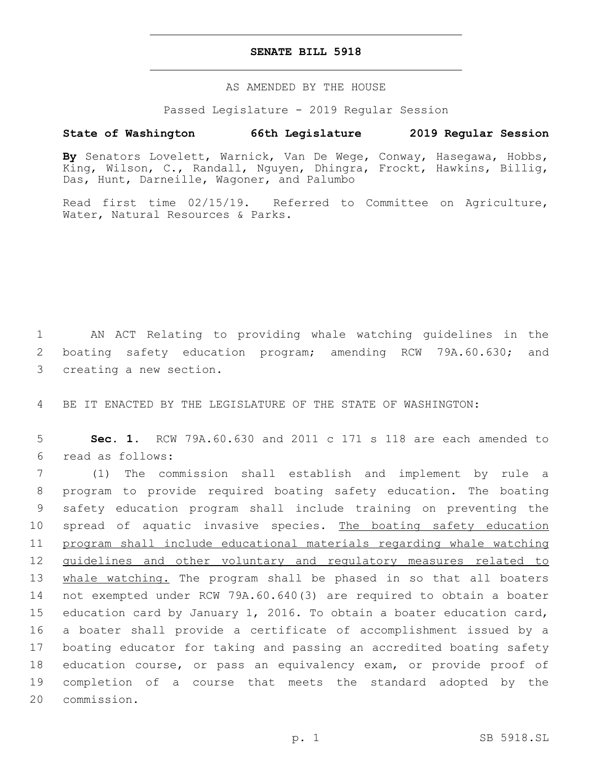# SENATE BILL 5918

AS AMENDED BY THE HOUSE

Passed Legislature - 2019 Regular Session

**State of Washington 66th Legislature 2019 Regular Session**

**By** Senators Lovelett, Warnick, Van De Wege, Conway, Hasegawa, Hobbs, King, Wilson, C., Randall, Nguyen, Dhingra, Frockt, Hawkins, Billig, Das, Hunt, Darneille, Wagoner, and Palumbo

Read first time 02/15/19. Referred to Committee on Agriculture, Water, Natural Resources & Parks.

1 AN ACT Relating to providing whale watching guidelines in the 2 boating safety education program; amending RCW 79A.60.630; and 3 creating a new section.

4 BE IT ENACTED BY THE LEGISLATURE OF THE STATE OF WASHINGTON:

5 **Sec. 1.** RCW 79A.60.630 and 2011 c 171 s 118 are each amended to 6 read as follows:

7 (1) The commission shall establish and implement by rule a 8 program to provide required boating safety education. The boating 9 safety education program shall include training on preventing the 10 spread of aquatic invasive species. <u>The boating safety education 11 program shall include educational materials regarding whale watching 12 guidelines and other voluntary and regulatory measures related to 13 whale watching.</u> The program shall be phased in so that all boaters 14 not exempted under RCW 79A.60.640(3) are required to obtain a boater 15 education card by January 1, 2016. To obtain a boater education card, 16 a boater shall provide a certificate of accomplishment issued by a 17 boating educator for taking and passing an accredited boating safety 18 education course, or pass an equivalency exam, or provide proof of 19 completion of a course that meets the standard adopted by the 20 commission.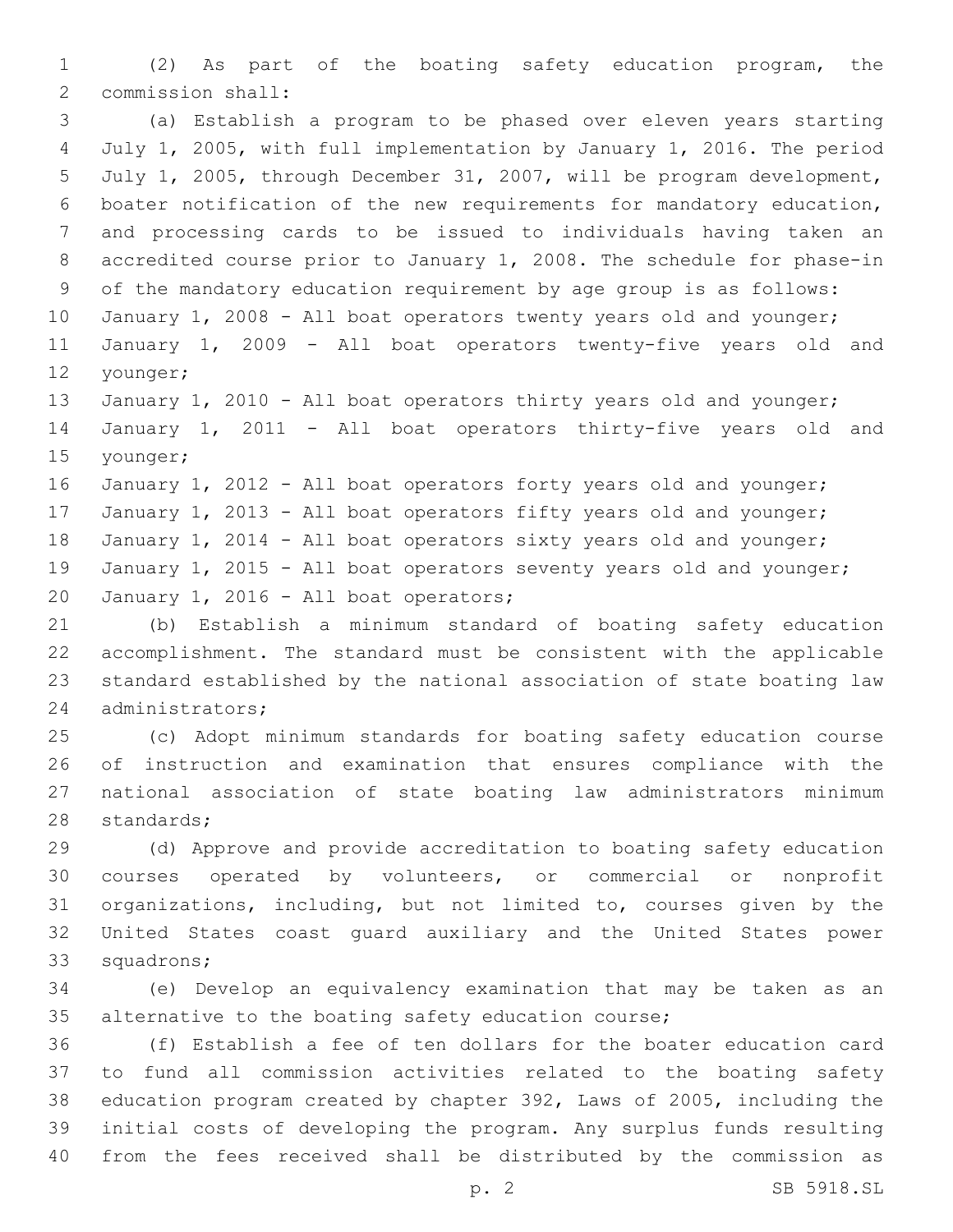(2) As part of the boating safety education program, the commission shall:

(a) Establish a program to be phased over eleven years starting July 1, 2005, with full implementation by January 1, 2016. The period July 1, 2005, through December 31, 2007, will be program development, boater notification of the new requirements for mandatory education, and processing cards to be issued to individuals having taken an accredited course prior to January 1, 2008. The schedule for phase-in of the mandatory education requirement by age group is as follows:

January 1, 2008 - All boat operators twenty years old and younger;

January 1, 2009 - All boat operators twenty-five years old and younger;

January 1, 2010 - All boat operators thirty years old and younger;

January 1, 2011 - All boat operators thirty-five years old and younger;

January 1, 2012 - All boat operators forty years old and younger;

January 1, 2013 - All boat operators fifty years old and younger;

January 1, 2014 - All boat operators sixty years old and younger;

January 1, 2015 - All boat operators seventy years old and younger;

January 1, 2016 - All boat operators;

(b) Establish a minimum standard of boating safety education accomplishment. The standard must be consistent with the applicable standard established by the national association of state boating law administrators;

(c) Adopt minimum standards for boating safety education course of instruction and examination that ensures compliance with the national association of state boating law administrators minimum standards;

(d) Approve and provide accreditation to boating safety education courses operated by volunteers, or commercial or nonprofit organizations, including, but not limited to, courses given by the United States coast guard auxiliary and the United States power squadrons;

(e) Develop an equivalency examination that may be taken as an alternative to the boating safety education course;

(f) Establish a fee of ten dollars for the boater education card to fund all commission activities related to the boating safety education program created by chapter 392, Laws of 2005, including the initial costs of developing the program. Any surplus funds resulting from the fees received shall be distributed by the commission as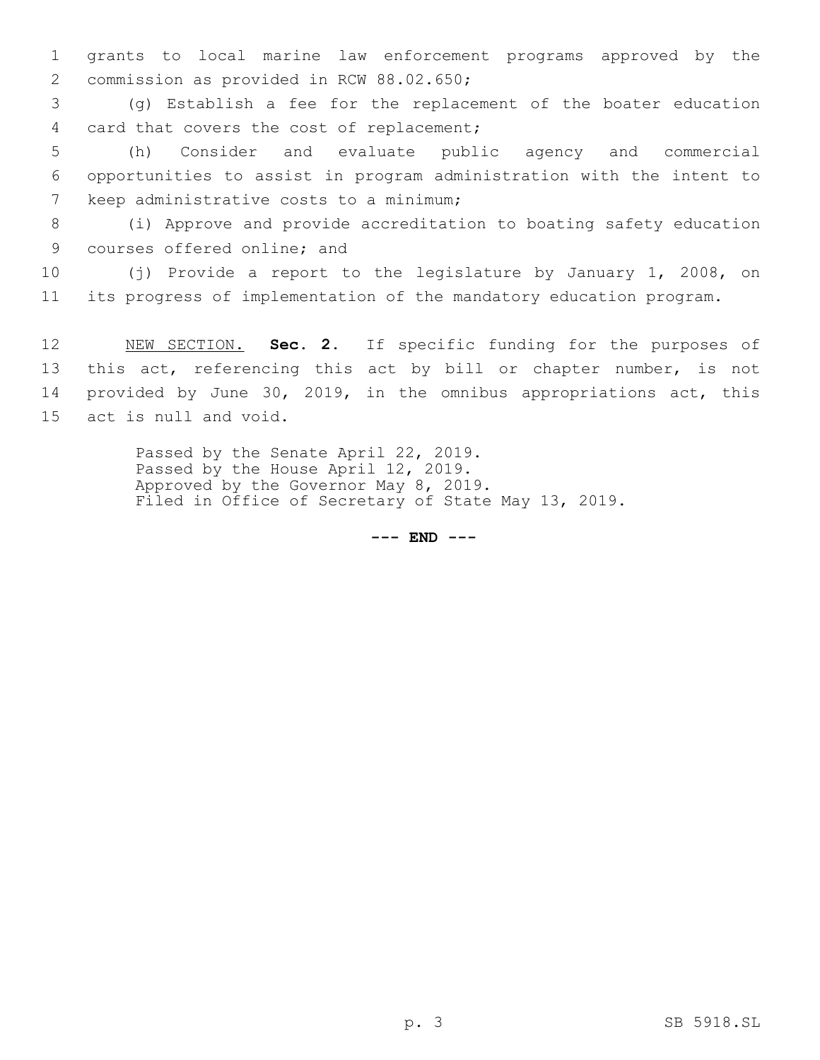grants to local marine law enforcement programs approved by the commission as provided in RCW 88.02.650;

(g) Establish a fee for the replacement of the boater education card that covers the cost of replacement;

(h) Consider and evaluate public agency and commercial opportunities to assist in program administration with the intent to keep administrative costs to a minimum;

(i) Approve and provide accreditation to boating safety education courses offered online; and

(j) Provide a report to the legislature by January 1, 2008, on its progress of implementation of the mandatory education program.

NEW SECTION. **Sec. 2.** If specific funding for the purposes of this act, referencing this act by bill or chapter number, is not provided by June 30, 2019, in the omnibus appropriations act, this act is null and void.

Passed by the Senate April 22, 2019.
Passed by the House April 12, 2019.
Approved by the Governor May 8, 2019.
Filed in Office of Secretary of State May 13, 2019.

**--- END ---**